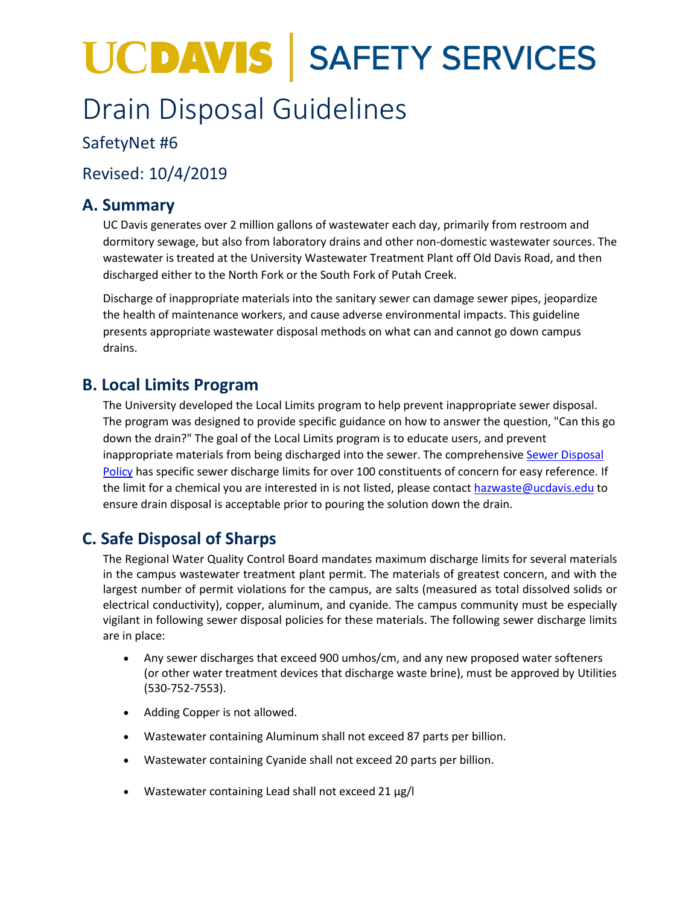# UCDAVIS | SAFETY SERVICES

# Drain Disposal Guidelines

SafetyNet #6

Revised: 10/4/2019

## A. Summary

UC Davis generates over 2 million gallons of wastewater each day, primarily from restroom and dormitory sewage, but also from laboratory drains and other non-domestic wastewater sources. The wastewater is treated at the University Wastewater Treatment Plant off Old Davis Road, and then discharged either to the North Fork or the South Fork of Putah Creek.

Discharge of inappropriate materials into the sanitary sewer can damage sewer pipes, jeopardize the health of maintenance workers, and cause adverse environmental impacts. This guideline presents appropriate wastewater disposal methods on what can and cannot go down campus drains.

## B. Local Limits Program

The University developed the Local Limits program to help prevent inappropriate sewer disposal. The program was designed to provide specific guidance on how to answer the question, "Can this go down the drain?" The goal of the Local Limits program is to educate users, and prevent inappropriate materials from being discharged into the sewer. The comprehensive Sewer Disposal Policy has specific sewer discharge limits for over 100 constituents of concern for easy reference. If the limit for a chemical you are interested in is not listed, please contact hazwaste@ucdavis.edu to ensure drain disposal is acceptable prior to pouring the solution down the drain.

## C. Safe Disposal of Sharps

The Regional Water Quality Control Board mandates maximum discharge limits for several materials in the campus wastewater treatment plant permit. The materials of greatest concern, and with the largest number of permit violations for the campus, are salts (measured as total dissolved solids or electrical conductivity), copper, aluminum, and cyanide. The campus community must be especially vigilant in following sewer disposal policies for these materials. The following sewer discharge limits are in place:

- Any sewer discharges that exceed 900 umhos/cm, and any new proposed water softeners (or other water treatment devices that discharge waste brine), must be approved by Utilities (530-752-7553).
- Adding Copper is not allowed.
- Wastewater containing Aluminum shall not exceed 87 parts per billion.
- Wastewater containing Cyanide shall not exceed 20 parts per billion.
- Wastewater containing Lead shall not exceed 21 μg/l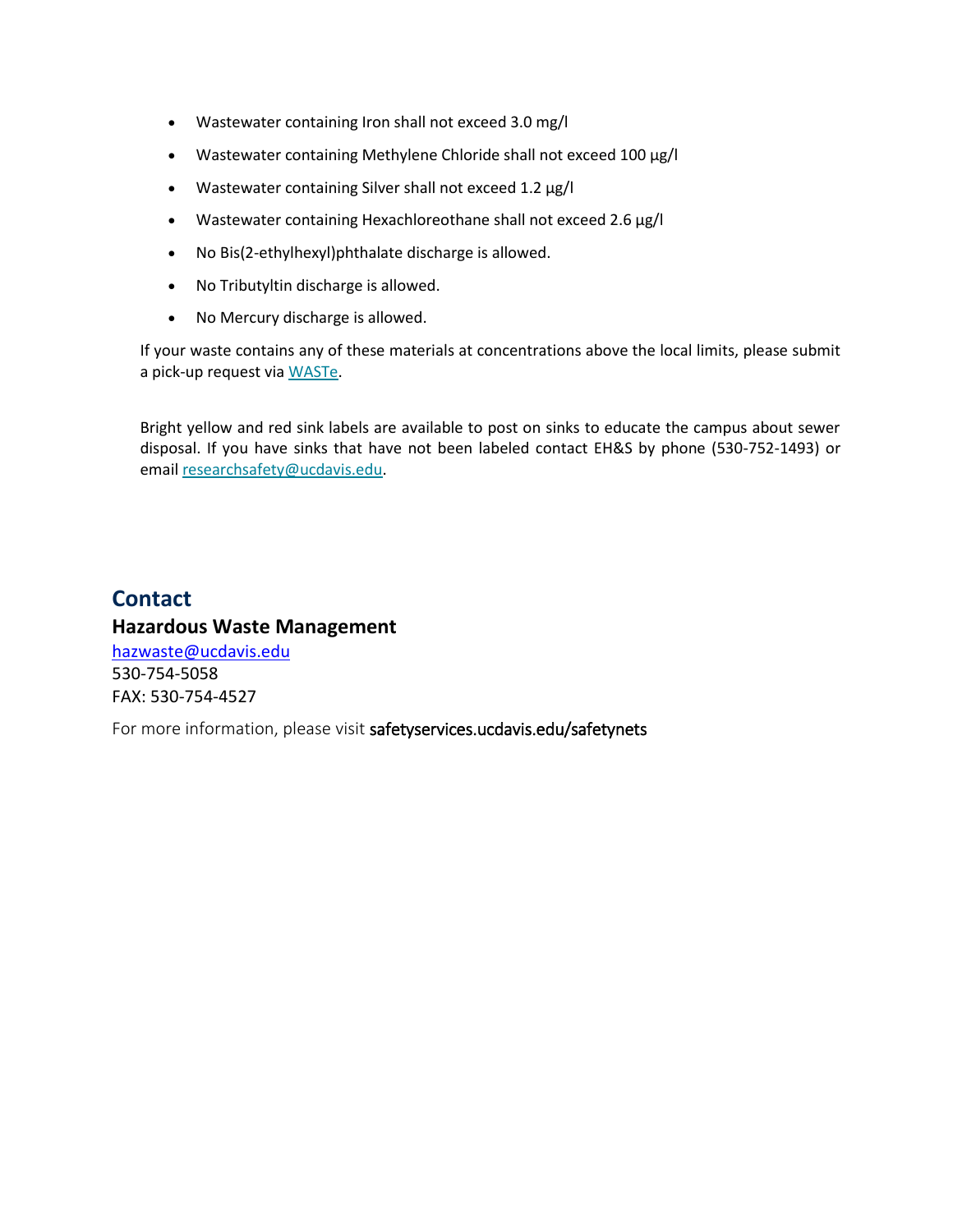- Wastewater containing Iron shall not exceed 3.0 mg/l
- Wastewater containing Methylene Chloride shall not exceed 100 µg/l
- Wastewater containing Silver shall not exceed 1.2 µg/l
- Wastewater containing Hexachloroethane shall not exceed 2.6 µg/l
- No Bis(2-ethylhexyl)phthalate discharge is allowed.
- No Tributyltin discharge is allowed.
- No Mercury discharge is allowed.

If your waste contains any of these materials at concentrations above the local limits, please submit a pick-up request via WASTe.

Bright yellow and red sink labels are available to post on sinks to educate the campus about sewer disposal. If you have sinks that have not been labeled contact EH&S by phone (530-752-1493) or email researchsafety@ucdavis.edu.

## Contact

### Hazardous Waste Management

hazwaste@ucdavis.edu
530-754-5058
FAX: 530-754-4527

For more information, please visit safetyservices.ucdavis.edu/safetynets